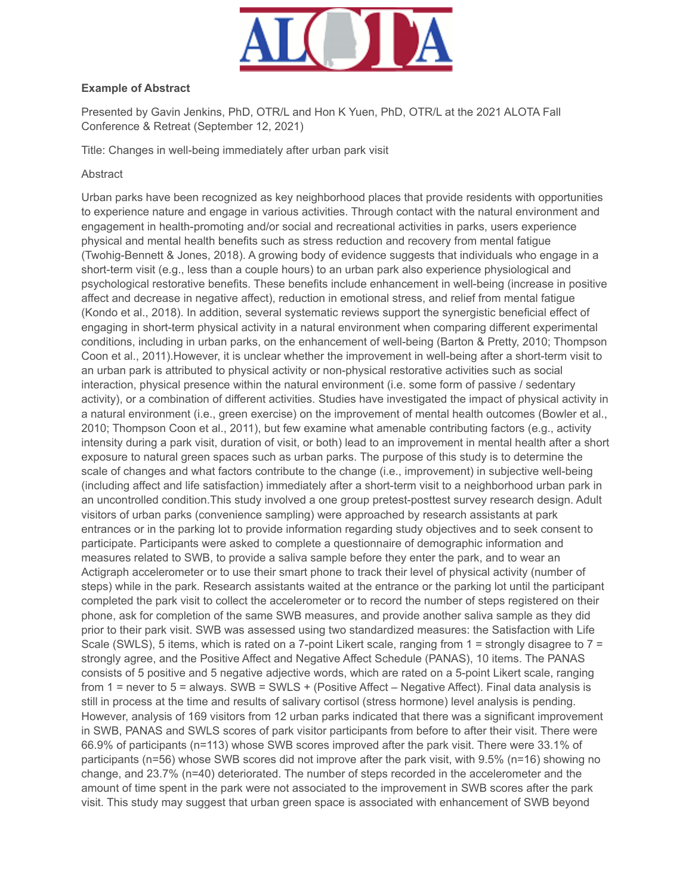**Example of Abstract**

Presented by Gavin Jenkins, PhD, OTR/L and Hon K Yuen, PhD, OTR/L at the 2021 ALOTA Fall Conference & Retreat (September 12, 2021)

Title: Changes in well-being immediately after urban park visit

Abstract

Urban parks have been recognized as key neighborhood places that provide residents with opportunities to experience nature and engage in various activities. Through contact with the natural environment and engagement in health-promoting and/or social and recreational activities in parks, users experience physical and mental health benefits such as stress reduction and recovery from mental fatigue (Twohig-Bennett & Jones, 2018). A growing body of evidence suggests that individuals who engage in a short-term visit (e.g., less than a couple hours) to an urban park also experience physiological and psychological restorative benefits. These benefits include enhancement in well-being (increase in positive affect and decrease in negative affect), reduction in emotional stress, and relief from mental fatigue (Kondo et al., 2018). In addition, several systematic reviews support the synergistic beneficial effect of engaging in short-term physical activity in a natural environment when comparing different experimental conditions, including in urban parks, on the enhancement of well-being (Barton & Pretty, 2010; Thompson Coon et al., 2011).However, it is unclear whether the improvement in well-being after a short-term visit to an urban park is attributed to physical activity or non-physical restorative activities such as social interaction, physical presence within the natural environment (i.e. some form of passive / sedentary activity), or a combination of different activities. Studies have investigated the impact of physical activity in a natural environment (i.e., green exercise) on the improvement of mental health outcomes (Bowler et al., 2010; Thompson Coon et al., 2011), but few examine what amenable contributing factors (e.g., activity intensity during a park visit, duration of visit, or both) lead to an improvement in mental health after a short exposure to natural green spaces such as urban parks. The purpose of this study is to determine the scale of changes and what factors contribute to the change (i.e., improvement) in subjective well-being (including affect and life satisfaction) immediately after a short-term visit to a neighborhood urban park in an uncontrolled condition.This study involved a one group pretest-posttest survey research design. Adult visitors of urban parks (convenience sampling) were approached by research assistants at park entrances or in the parking lot to provide information regarding study objectives and to seek consent to participate. Participants were asked to complete a questionnaire of demographic information and measures related to SWB, to provide a saliva sample before they enter the park, and to wear an Actigraph accelerometer or to use their smart phone to track their level of physical activity (number of steps) while in the park. Research assistants waited at the entrance or the parking lot until the participant completed the park visit to collect the accelerometer or to record the number of steps registered on their phone, ask for completion of the same SWB measures, and provide another saliva sample as they did prior to their park visit. SWB was assessed using two standardized measures: the Satisfaction with Life Scale (SWLS), 5 items, which is rated on a 7-point Likert scale, ranging from 1 = strongly disagree to 7 = strongly agree, and the Positive Affect and Negative Affect Schedule (PANAS), 10 items. The PANAS consists of 5 positive and 5 negative adjective words, which are rated on a 5-point Likert scale, ranging from 1 = never to 5 = always. SWB = SWLS + (Positive Affect – Negative Affect). Final data analysis is still in process at the time and results of salivary cortisol (stress hormone) level analysis is pending. However, analysis of 169 visitors from 12 urban parks indicated that there was a significant improvement in SWB, PANAS and SWLS scores of park visitor participants from before to after their visit. There were 66.9% of participants (n=113) whose SWB scores improved after the park visit. There were 33.1% of participants (n=56) whose SWB scores did not improve after the park visit, with 9.5% (n=16) showing no change, and 23.7% (n=40) deteriorated. The number of steps recorded in the accelerometer and the amount of time spent in the park were not associated to the improvement in SWB scores after the park visit. This study may suggest that urban green space is associated with enhancement of SWB beyond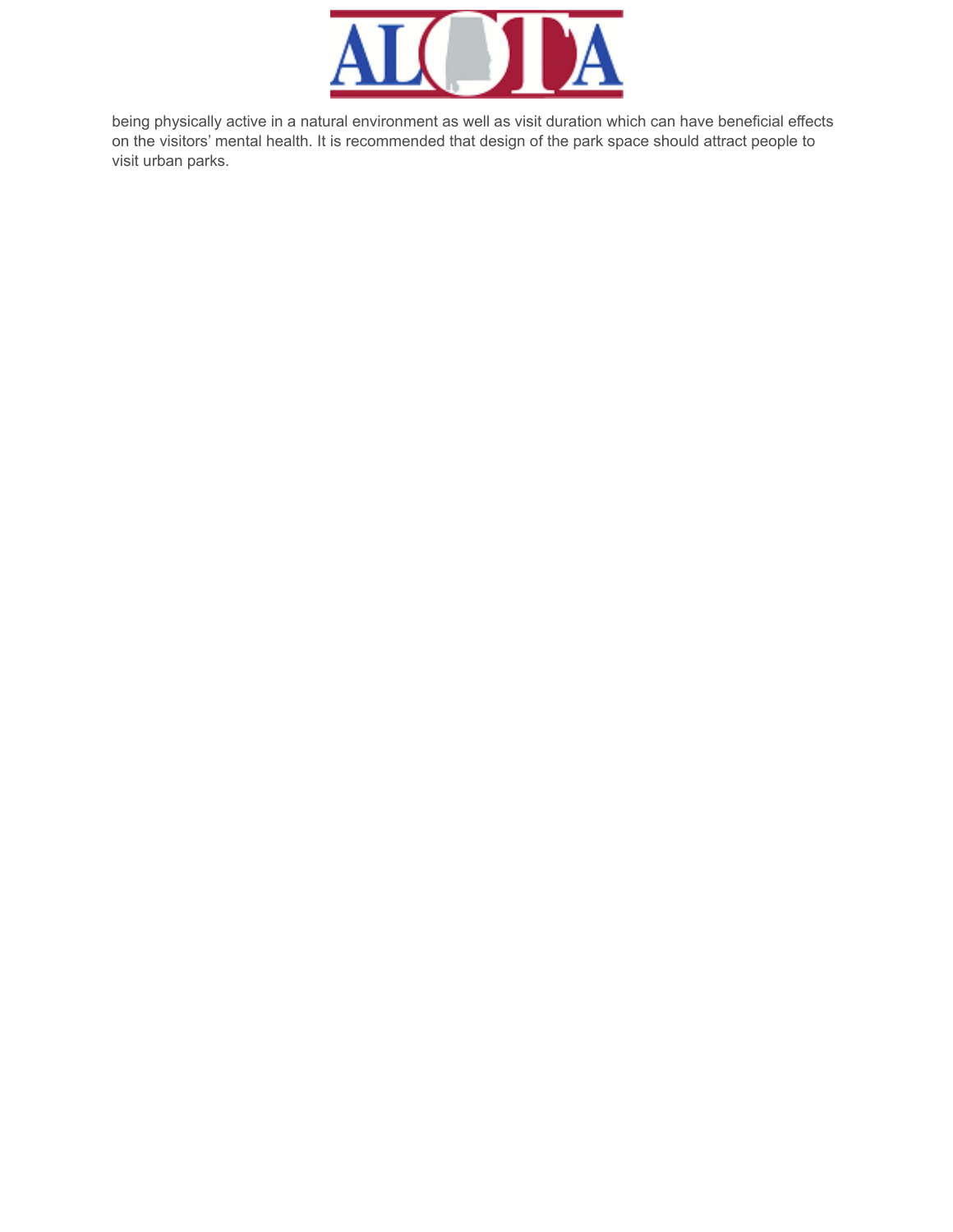being physically active in a natural environment as well as visit duration which can have beneficial effects on the visitors' mental health. It is recommended that design of the park space should attract people to visit urban parks.